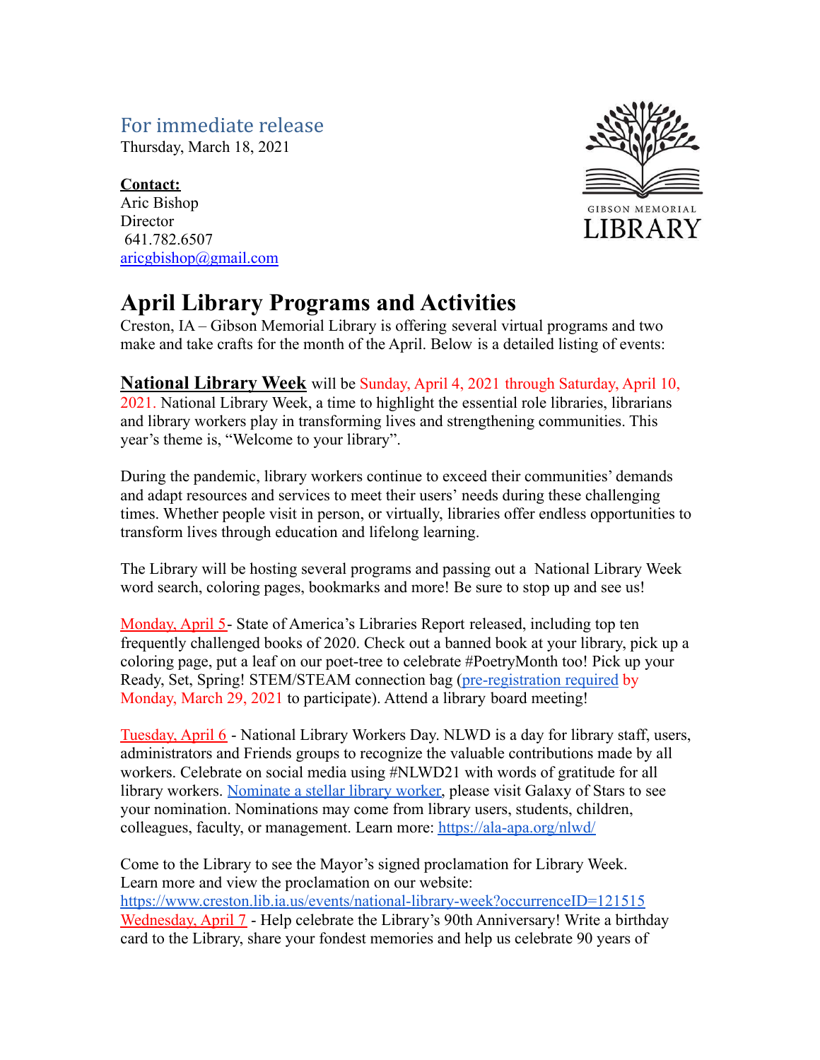For immediate release

Thursday, March 18, 2021

**Contact:**

Aric Bishop

Director

641.782.6507

aricgbishop@gmail.com

GIBSON MEMORIAL LIBRARY

# April Library Programs and Activities

Creston, IA – Gibson Memorial Library is offering several virtual programs and two make and take crafts for the month of the April. Below is a detailed listing of events:

**National Library Week** will be Sunday, April 4, 2021 through Saturday, April 10, 2021. National Library Week, a time to highlight the essential role libraries, librarians and library workers play in transforming lives and strengthening communities. This year's theme is, "Welcome to your library".

During the pandemic, library workers continue to exceed their communities' demands and adapt resources and services to meet their users' needs during these challenging times. Whether people visit in person, or virtually, libraries offer endless opportunities to transform lives through education and lifelong learning.

The Library will be hosting several programs and passing out a National Library Week word search, coloring pages, bookmarks and more! Be sure to stop up and see us!

Monday, April 5- State of America's Libraries Report released, including top ten frequently challenged books of 2020. Check out a banned book at your library, pick up a coloring page, put a leaf on our poet-tree to celebrate #PoetryMonth too! Pick up your Ready, Set, Spring! STEM/STEAM connection bag (pre-registration required by Monday, March 29, 2021 to participate). Attend a library board meeting!

Tuesday, April 6 - National Library Workers Day. NLWD is a day for library staff, users, administrators and Friends groups to recognize the valuable contributions made by all workers. Celebrate on social media using #NLWD21 with words of gratitude for all library workers. Nominate a stellar library worker, please visit Galaxy of Stars to see your nomination. Nominations may come from library users, students, children, colleagues, faculty, or management. Learn more: https://ala-apa.org/nlwd/

Come to the Library to see the Mayor's signed proclamation for Library Week. Learn more and view the proclamation on our website: https://www.creston.lib.ia.us/events/national-library-week?occurrenceID=121515

Wednesday, April 7 - Help celebrate the Library's 90th Anniversary! Write a birthday card to the Library, share your fondest memories and help us celebrate 90 years of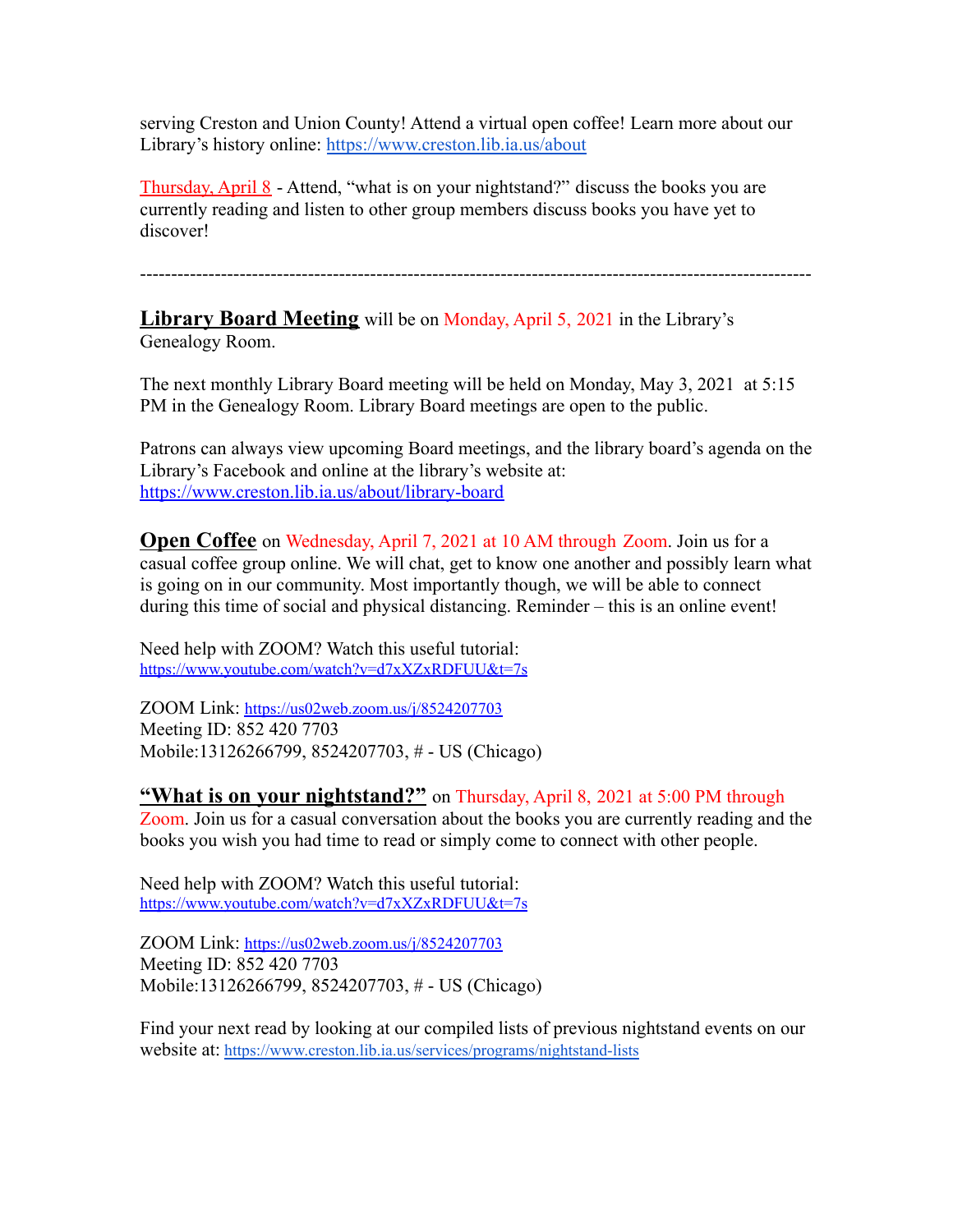serving Creston and Union County! Attend a virtual open coffee! Learn more about our Library's history online: https://www.creston.lib.ia.us/about

Thursday, April 8 - Attend, "what is on your nightstand?" discuss the books you are currently reading and listen to other group members discuss books you have yet to discover!

---

**Library Board Meeting** will be on Monday, April 5, 2021 in the Library's Genealogy Room.

The next monthly Library Board meeting will be held on Monday, May 3, 2021 at 5:15 PM in the Genealogy Room. Library Board meetings are open to the public.

Patrons can always view upcoming Board meetings, and the library board's agenda on the Library's Facebook and online at the library's website at: https://www.creston.lib.ia.us/about/library-board

**Open Coffee** on Wednesday, April 7, 2021 at 10 AM through Zoom. Join us for a casual coffee group online. We will chat, get to know one another and possibly learn what is going on in our community. Most importantly though, we will be able to connect during this time of social and physical distancing. Reminder – this is an online event!

Need help with ZOOM? Watch this useful tutorial: https://www.youtube.com/watch?v=d7xXZxRDFUU&t=7s

ZOOM Link: https://us02web.zoom.us/j/8524207703
Meeting ID: 852 420 7703
Mobile:13126266799, 8524207703, # - US (Chicago)

**"What is on your nightstand?"** on Thursday, April 8, 2021 at 5:00 PM through Zoom. Join us for a casual conversation about the books you are currently reading and the books you wish you had time to read or simply come to connect with other people.

Need help with ZOOM? Watch this useful tutorial: https://www.youtube.com/watch?v=d7xXZxRDFUU&t=7s

ZOOM Link: https://us02web.zoom.us/j/8524207703
Meeting ID: 852 420 7703
Mobile:13126266799, 8524207703, # - US (Chicago)

Find your next read by looking at our compiled lists of previous nightstand events on our website at: https://www.creston.lib.ia.us/services/programs/nightstand-lists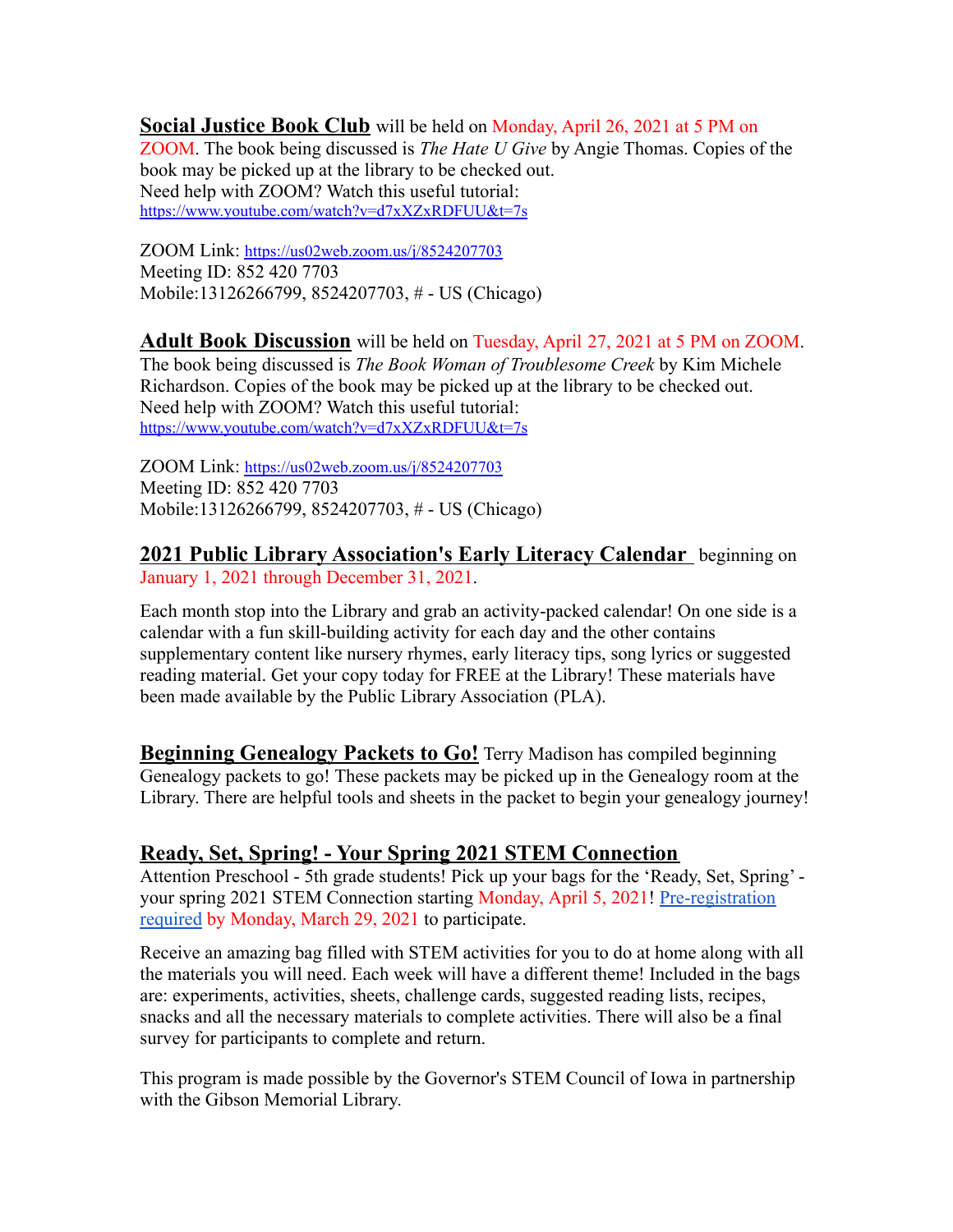**Social Justice Book Club** will be held on Monday, April 26, 2021 at 5 PM on ZOOM. The book being discussed is *The Hate U Give* by Angie Thomas. Copies of the book may be picked up at the library to be checked out.
Need help with ZOOM? Watch this useful tutorial:
https://www.youtube.com/watch?v=d7xXZxRDFUU&t=7s

ZOOM Link: https://us02web.zoom.us/j/8524207703
Meeting ID: 852 420 7703
Mobile:13126266799, 8524207703, # - US (Chicago)

**Adult Book Discussion** will be held on Tuesday, April 27, 2021 at 5 PM on ZOOM. The book being discussed is *The Book Woman of Troublesome Creek* by Kim Michele Richardson. Copies of the book may be picked up at the library to be checked out.
Need help with ZOOM? Watch this useful tutorial:
https://www.youtube.com/watch?v=d7xXZxRDFUU&t=7s

ZOOM Link: https://us02web.zoom.us/j/8524207703
Meeting ID: 852 420 7703
Mobile:13126266799, 8524207703, # - US (Chicago)

**2021 Public Library Association's Early Literacy Calendar** beginning on January 1, 2021 through December 31, 2021.

Each month stop into the Library and grab an activity-packed calendar! On one side is a calendar with a fun skill-building activity for each day and the other contains supplementary content like nursery rhymes, early literacy tips, song lyrics or suggested reading material. Get your copy today for FREE at the Library! These materials have been made available by the Public Library Association (PLA).

**Beginning Genealogy Packets to Go!** Terry Madison has compiled beginning Genealogy packets to go! These packets may be picked up in the Genealogy room at the Library. There are helpful tools and sheets in the packet to begin your genealogy journey!

**Ready, Set, Spring! - Your Spring 2021 STEM Connection**
Attention Preschool - 5th grade students! Pick up your bags for the 'Ready, Set, Spring' - your spring 2021 STEM Connection starting Monday, April 5, 2021! Pre-registration required by Monday, March 29, 2021 to participate.

Receive an amazing bag filled with STEM activities for you to do at home along with all the materials you will need. Each week will have a different theme! Included in the bags are: experiments, activities, sheets, challenge cards, suggested reading lists, recipes, snacks and all the necessary materials to complete activities. There will also be a final survey for participants to complete and return.

This program is made possible by the Governor's STEM Council of Iowa in partnership with the Gibson Memorial Library.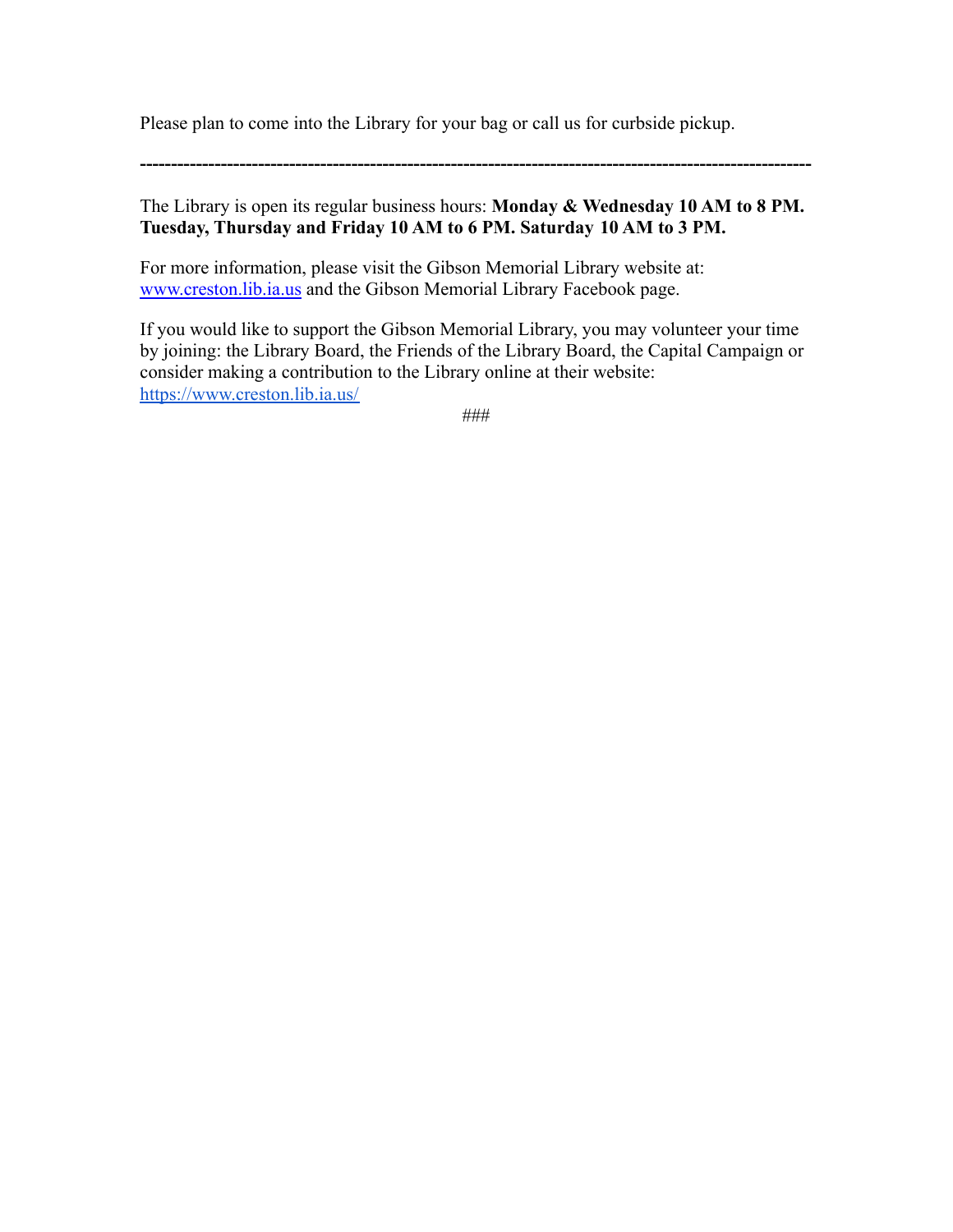Please plan to come into the Library for your bag or call us for curbside pickup.

---

The Library is open its regular business hours: **Monday & Wednesday 10 AM to 8 PM. Tuesday, Thursday and Friday 10 AM to 6 PM. Saturday 10 AM to 3 PM.**

For more information, please visit the Gibson Memorial Library website at: [www.creston.lib.ia.us](www.creston.lib.ia.us) and the Gibson Memorial Library Facebook page.

If you would like to support the Gibson Memorial Library, you may volunteer your time by joining: the Library Board, the Friends of the Library Board, the Capital Campaign or consider making a contribution to the Library online at their website: [https://www.creston.lib.ia.us/](https://www.creston.lib.ia.us/)

###